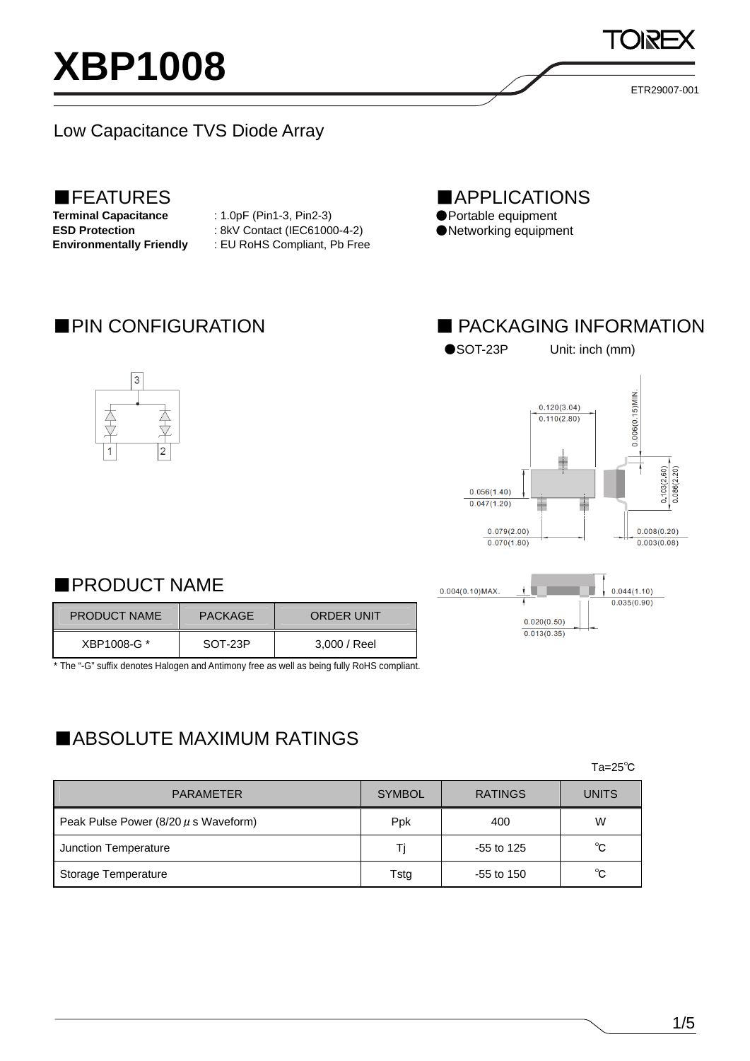# XBP1008

ETR29007-001

Low Capacitance TVS Diode Array

## ■FEATURES

**Terminal Capacitance** : 1.0pF (Pin1-3, Pin2-3)
**ESD Protection** : 8kV Contact (IEC61000-4-2)
**Environmentally Friendly** : EU RoHS Compliant, Pb Free

## ■APPLICATIONS

- ●Portable equipment
- ●Networking equipment

## ■PIN CONFIGURATION

## ■ PACKAGING INFORMATION

●SOT-23P Unit: inch (mm)

## ■PRODUCT NAME

| PRODUCT NAME | PACKAGE | ORDER UNIT |
|---|---|---|
| XBP1008-G * | SOT-23P | 3,000 / Reel |

* The "-G" suffix denotes Halogen and Antimony free as well as being fully RoHS compliant.

## ■ABSOLUTE MAXIMUM RATINGS

Ta=25℃

| PARAMETER | SYMBOL | RATINGS | UNITS |
|---|---|---|---|
| Peak Pulse Power (8/20 μs Waveform) | Ppk | 400 | W |
| Junction Temperature | Tj | -55 to 125 | ℃ |
| Storage Temperature | Tstg | -55 to 150 | ℃ |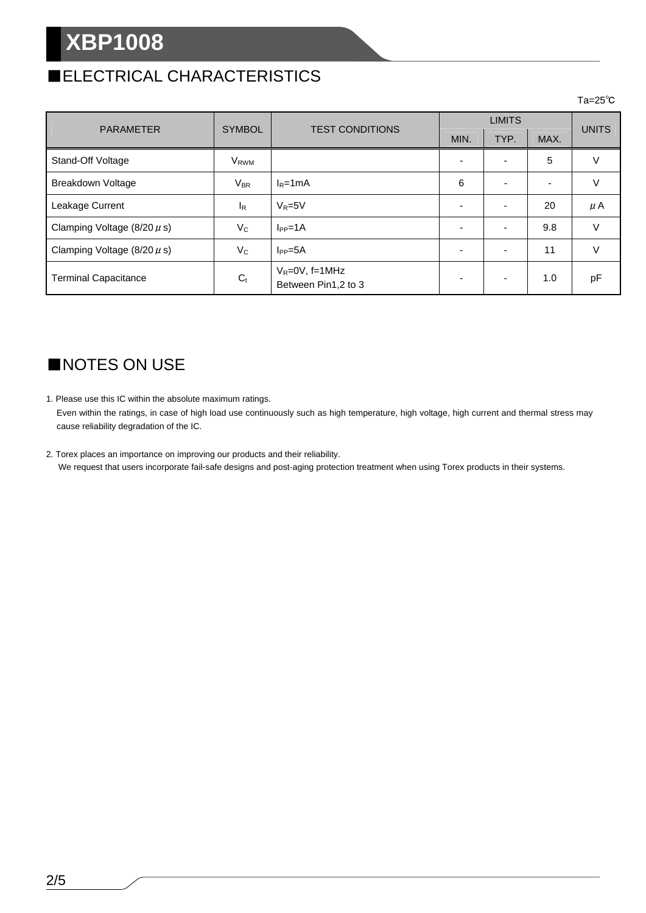## ■ELECTRICAL CHARACTERISTICS

Ta=25℃

| PARAMETER | SYMBOL | TEST CONDITIONS | LIMITS | | | UNITS |
|---|---|---|---|---|---|---|
| | | | MIN. | TYP. | MAX. | |
| Stand-Off Voltage | $V_{RWM}$ | | - | - | 5 | V |
| Breakdown Voltage | $V_{BR}$ | $I_R$=1mA | 6 | - | - | V |
| Leakage Current | $I_R$ | $V_R$=5V | - | - | 20 | μA |
| Clamping Voltage (8/20μs) | $V_C$ | $I_{PP}$=1A | - | - | 9.8 | V |
| Clamping Voltage (8/20μs) | $V_C$ | $I_{PP}$=5A | - | - | 11 | V |
| Terminal Capacitance | $C_t$ | $V_R$=0V, f=1MHz Between Pin1,2 to 3 | - | - | 1.0 | pF |

## ■NOTES ON USE

1. Please use this IC within the absolute maximum ratings.
   Even within the ratings, in case of high load use continuously such as high temperature, high voltage, high current and thermal stress may cause reliability degradation of the IC.

2. Torex places an importance on improving our products and their reliability.
   We request that users incorporate fail-safe designs and post-aging protection treatment when using Torex products in their systems.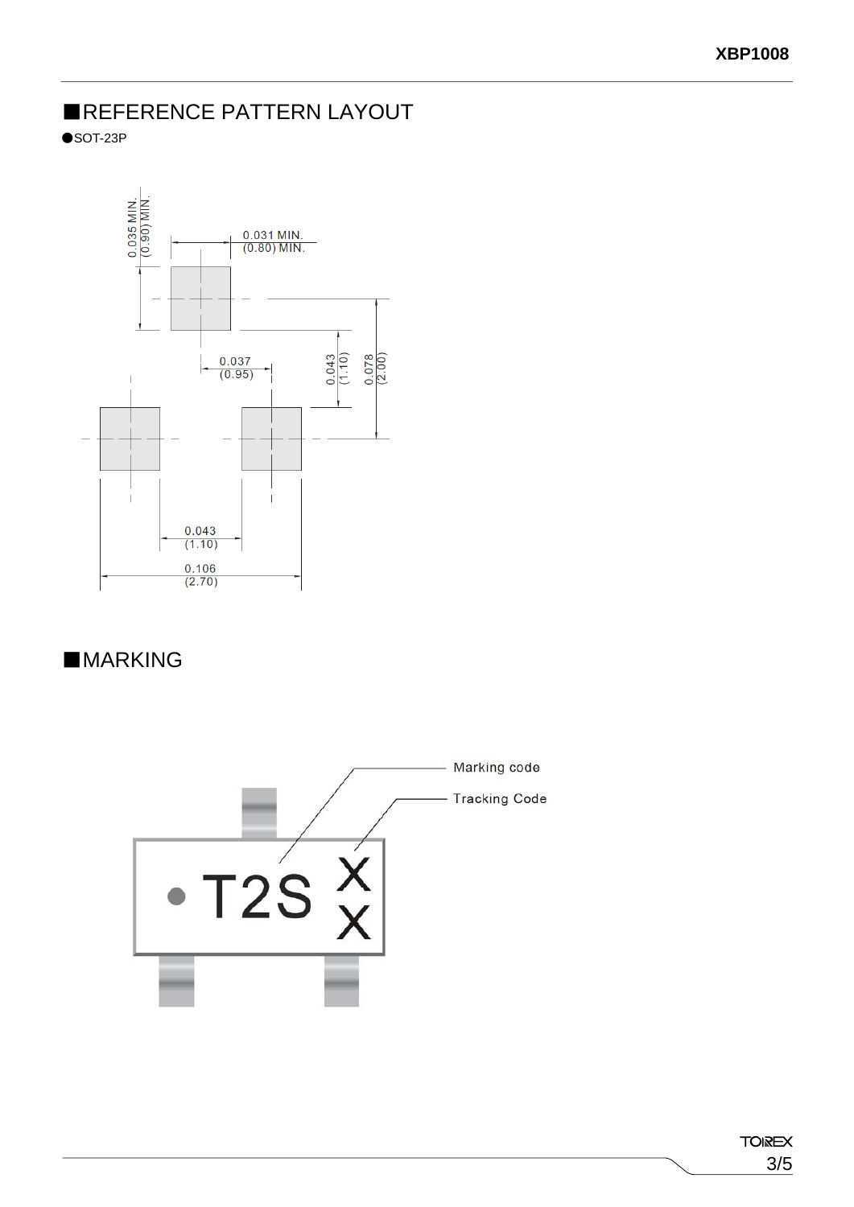## ■REFERENCE PATTERN LAYOUT

●SOT-23P

0.035 MIN.
(0.90) MIN.

0.031 MIN.
(0.80) MIN.

0.037
(0.95)

0.043
(1.10)

0.078
(2.00)

0.043
(1.10)

0.106
(2.70)

## ■MARKING

Marking code

Tracking Code

T2S X X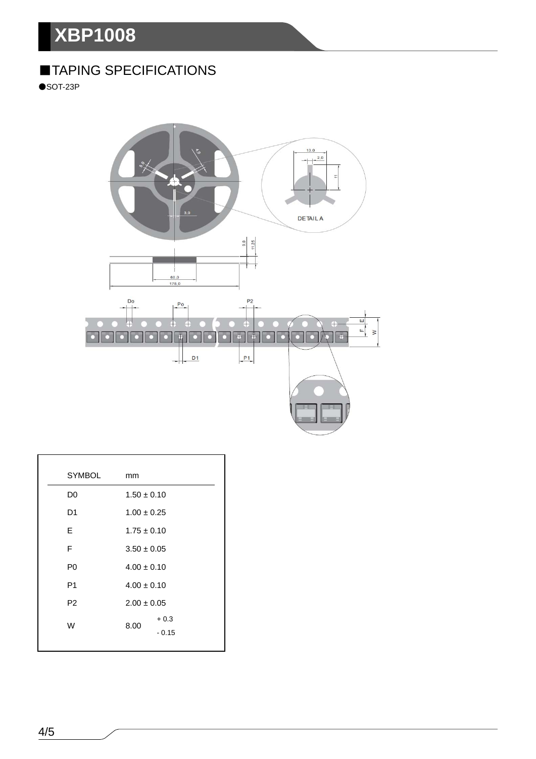## ■TAPING SPECIFICATIONS

●SOT-23P

| SYMBOL | mm |
|---|---|
| D0 | 1.50 ± 0.10 |
| D1 | 1.00 ± 0.25 |
| E | 1.75 ± 0.10 |
| F | 3.50 ± 0.05 |
| P0 | 4.00 ± 0.10 |
| P1 | 4.00 ± 0.10 |
| P2 | 2.00 ± 0.05 |
| W | $8.00^{+0.3}_{-0.15}$ |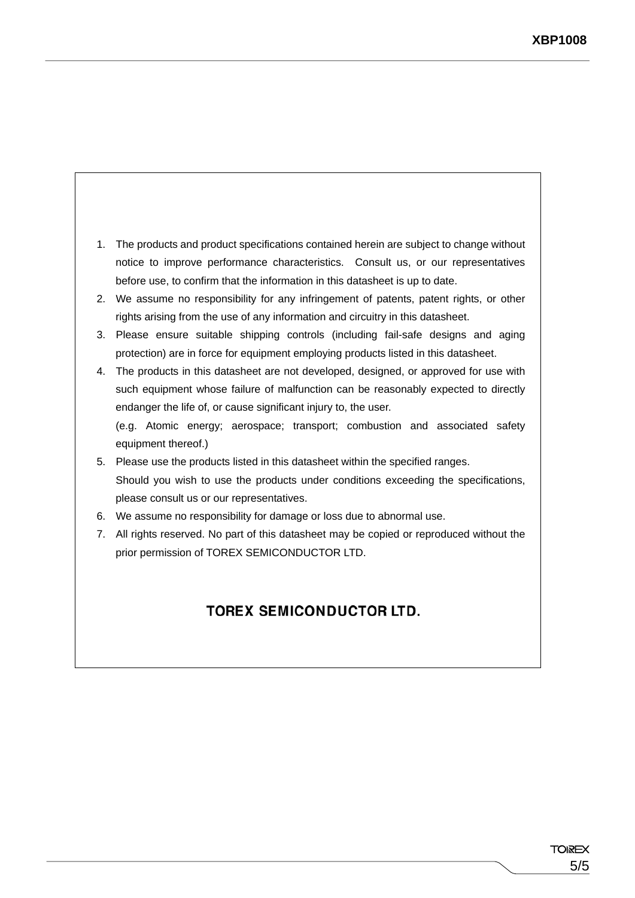1. The products and product specifications contained herein are subject to change without notice to improve performance characteristics. Consult us, or our representatives before use, to confirm that the information in this datasheet is up to date.
2. We assume no responsibility for any infringement of patents, patent rights, or other rights arising from the use of any information and circuitry in this datasheet.
3. Please ensure suitable shipping controls (including fail-safe designs and aging protection) are in force for equipment employing products listed in this datasheet.
4. The products in this datasheet are not developed, designed, or approved for use with such equipment whose failure of malfunction can be reasonably expected to directly endanger the life of, or cause significant injury to, the user.

   (e.g. Atomic energy; aerospace; transport; combustion and associated safety equipment thereof.)
5. Please use the products listed in this datasheet within the specified ranges.

   Should you wish to use the products under conditions exceeding the specifications, please consult us or our representatives.
6. We assume no responsibility for damage or loss due to abnormal use.
7. All rights reserved. No part of this datasheet may be copied or reproduced without the prior permission of TOREX SEMICONDUCTOR LTD.

**TOREX SEMICONDUCTOR LTD.**